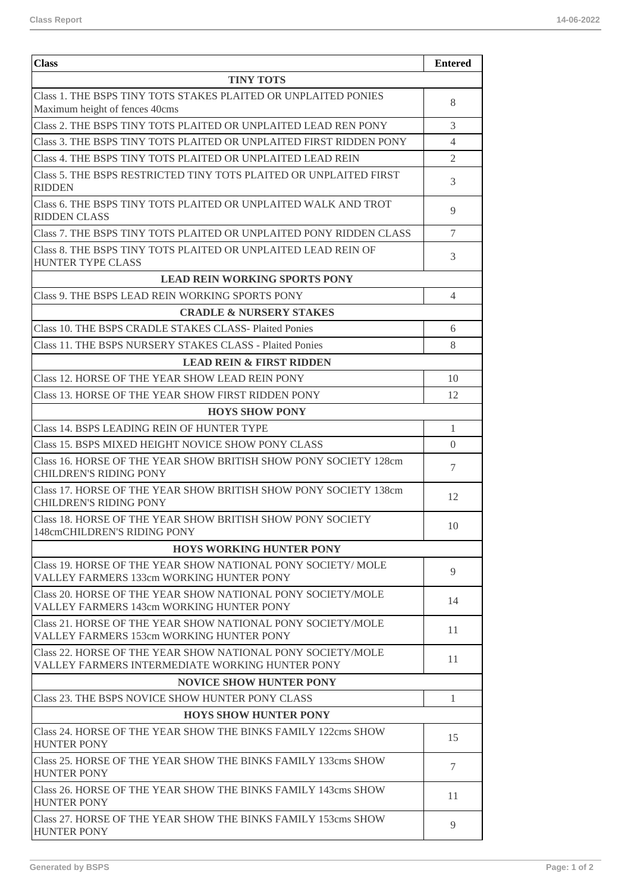| Class | Entered |
| --- | --- |
| **TINY TOTS** | |
| Class 1. THE BSPS TINY TOTS STAKES PLAITED OR UNPLAITED PONIES Maximum height of fences 40cms | 8 |
| Class 2. THE BSPS TINY TOTS PLAITED OR UNPLAITED LEAD REN PONY | 3 |
| Class 3. THE BSPS TINY TOTS PLAITED OR UNPLAITED FIRST RIDDEN PONY | 4 |
| Class 4. THE BSPS TINY TOTS PLAITED OR UNPLAITED LEAD REIN | 2 |
| Class 5. THE BSPS RESTRICTED TINY TOTS PLAITED OR UNPLAITED FIRST RIDDEN | 3 |
| Class 6. THE BSPS TINY TOTS PLAITED OR UNPLAITED WALK AND TROT RIDDEN CLASS | 9 |
| Class 7. THE BSPS TINY TOTS PLAITED OR UNPLAITED PONY RIDDEN CLASS | 7 |
| Class 8. THE BSPS TINY TOTS PLAITED OR UNPLAITED LEAD REIN OF HUNTER TYPE CLASS | 3 |
| **LEAD REIN WORKING SPORTS PONY** | |
| Class 9. THE BSPS LEAD REIN WORKING SPORTS PONY | 4 |
| **CRADLE & NURSERY STAKES** | |
| Class 10. THE BSPS CRADLE STAKES CLASS- Plaited Ponies | 6 |
| Class 11. THE BSPS NURSERY STAKES CLASS - Plaited Ponies | 8 |
| **LEAD REIN & FIRST RIDDEN** | |
| Class 12. HORSE OF THE YEAR SHOW LEAD REIN PONY | 10 |
| Class 13. HORSE OF THE YEAR SHOW FIRST RIDDEN PONY | 12 |
| **HOYS SHOW PONY** | |
| Class 14. BSPS LEADING REIN OF HUNTER TYPE | 1 |
| Class 15. BSPS MIXED HEIGHT NOVICE SHOW PONY CLASS | 0 |
| Class 16. HORSE OF THE YEAR SHOW BRITISH SHOW PONY SOCIETY 128cm CHILDREN'S RIDING PONY | 7 |
| Class 17. HORSE OF THE YEAR SHOW BRITISH SHOW PONY SOCIETY 138cm CHILDREN'S RIDING PONY | 12 |
| Class 18. HORSE OF THE YEAR SHOW BRITISH SHOW PONY SOCIETY 148cmCHILDREN'S RIDING PONY | 10 |
| **HOYS WORKING HUNTER PONY** | |
| Class 19. HORSE OF THE YEAR SHOW NATIONAL PONY SOCIETY/ MOLE VALLEY FARMERS 133cm WORKING HUNTER PONY | 9 |
| Class 20. HORSE OF THE YEAR SHOW NATIONAL PONY SOCIETY/MOLE VALLEY FARMERS 143cm WORKING HUNTER PONY | 14 |
| Class 21. HORSE OF THE YEAR SHOW NATIONAL PONY SOCIETY/MOLE VALLEY FARMERS 153cm WORKING HUNTER PONY | 11 |
| Class 22. HORSE OF THE YEAR SHOW NATIONAL PONY SOCIETY/MOLE VALLEY FARMERS INTERMEDIATE WORKING HUNTER PONY | 11 |
| **NOVICE SHOW HUNTER PONY** | |
| Class 23. THE BSPS NOVICE SHOW HUNTER PONY CLASS | 1 |
| **HOYS SHOW HUNTER PONY** | |
| Class 24. HORSE OF THE YEAR SHOW THE BINKS FAMILY 122cms SHOW HUNTER PONY | 15 |
| Class 25. HORSE OF THE YEAR SHOW THE BINKS FAMILY 133cms SHOW HUNTER PONY | 7 |
| Class 26. HORSE OF THE YEAR SHOW THE BINKS FAMILY 143cms SHOW HUNTER PONY | 11 |
| Class 27. HORSE OF THE YEAR SHOW THE BINKS FAMILY 153cms SHOW HUNTER PONY | 9 |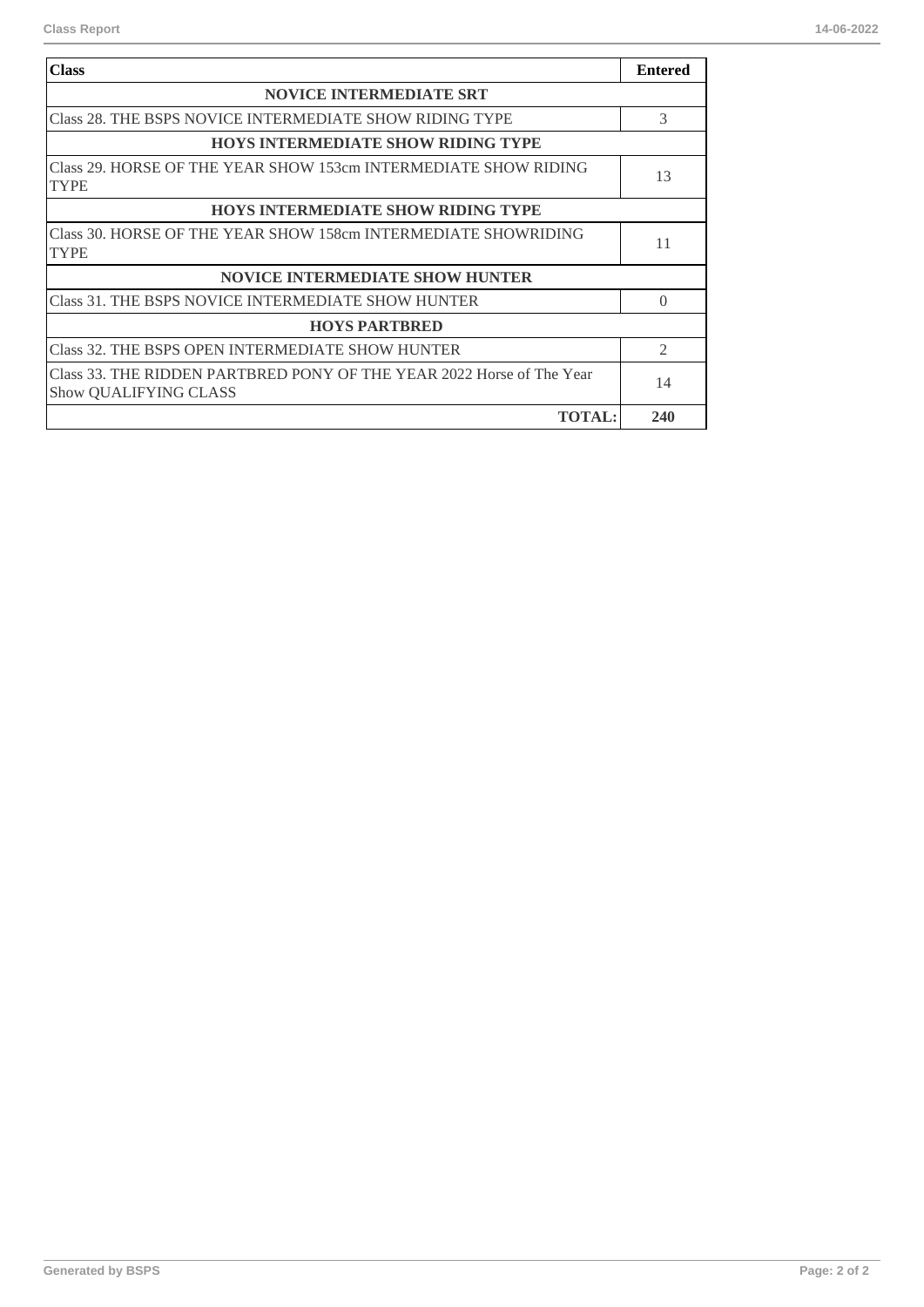| Class | Entered |
|---|---|
| **NOVICE INTERMEDIATE SRT** | |
| Class 28. THE BSPS NOVICE INTERMEDIATE SHOW RIDING TYPE | 3 |
| **HOYS INTERMEDIATE SHOW RIDING TYPE** | |
| Class 29. HORSE OF THE YEAR SHOW 153cm INTERMEDIATE SHOW RIDING TYPE | 13 |
| **HOYS INTERMEDIATE SHOW RIDING TYPE** | |
| Class 30. HORSE OF THE YEAR SHOW 158cm INTERMEDIATE SHOWRIDING TYPE | 11 |
| **NOVICE INTERMEDIATE SHOW HUNTER** | |
| Class 31. THE BSPS NOVICE INTERMEDIATE SHOW HUNTER | 0 |
| **HOYS PARTBRED** | |
| Class 32. THE BSPS OPEN INTERMEDIATE SHOW HUNTER | 2 |
| Class 33. THE RIDDEN PARTBRED PONY OF THE YEAR 2022 Horse of The Year Show QUALIFYING CLASS | 14 |
| **TOTAL:** | **240** |